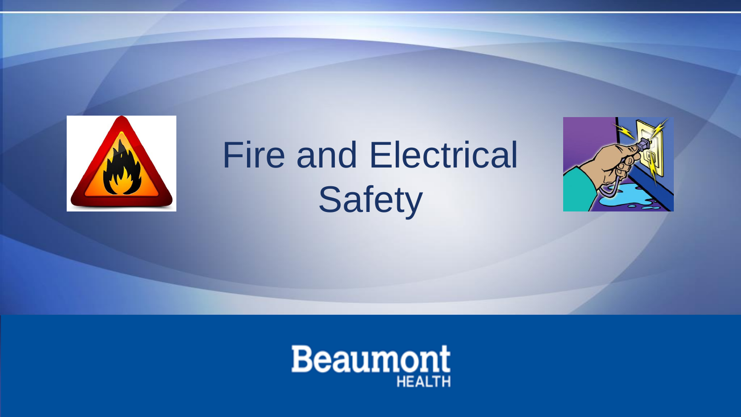# Fire and Electrical Safety

Beaumont
HEALTH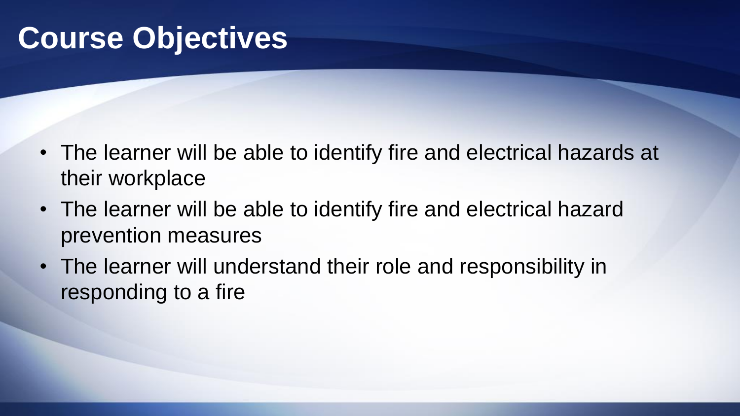# Course Objectives

- The learner will be able to identify fire and electrical hazards at their workplace
- The learner will be able to identify fire and electrical hazard prevention measures
- The learner will understand their role and responsibility in responding to a fire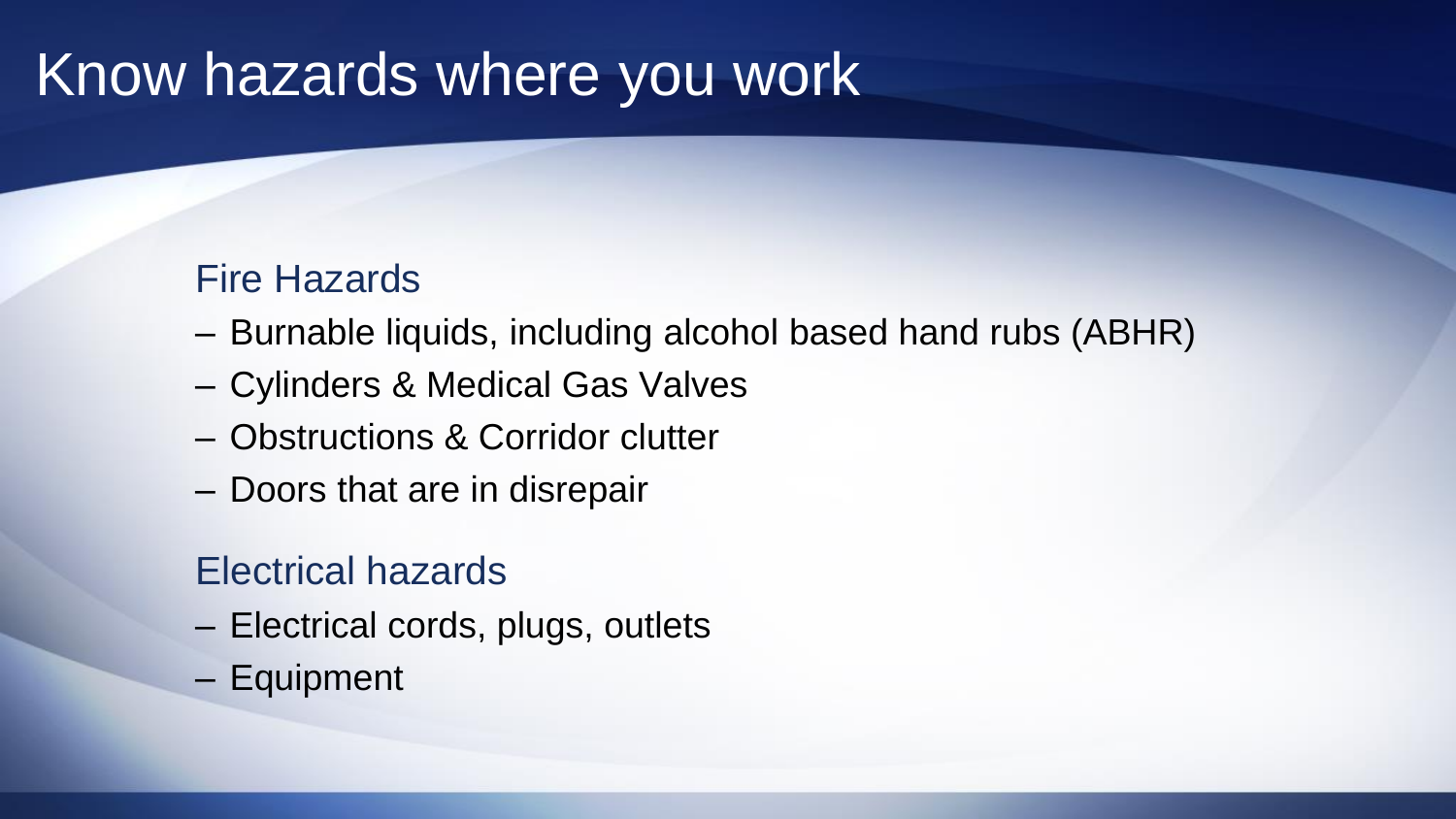# Know hazards where you work

## Fire Hazards

- Burnable liquids, including alcohol based hand rubs (ABHR)
- Cylinders & Medical Gas Valves
- Obstructions & Corridor clutter
- Doors that are in disrepair

## Electrical hazards

- Electrical cords, plugs, outlets
- Equipment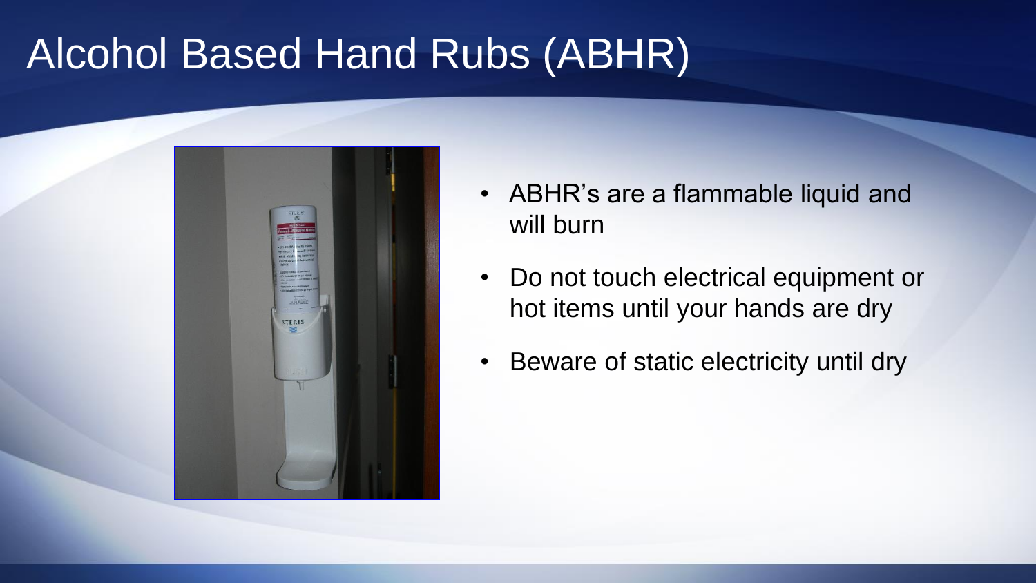# Alcohol Based Hand Rubs (ABHR)

- ABHR's are a flammable liquid and will burn
- Do not touch electrical equipment or hot items until your hands are dry
- Beware of static electricity until dry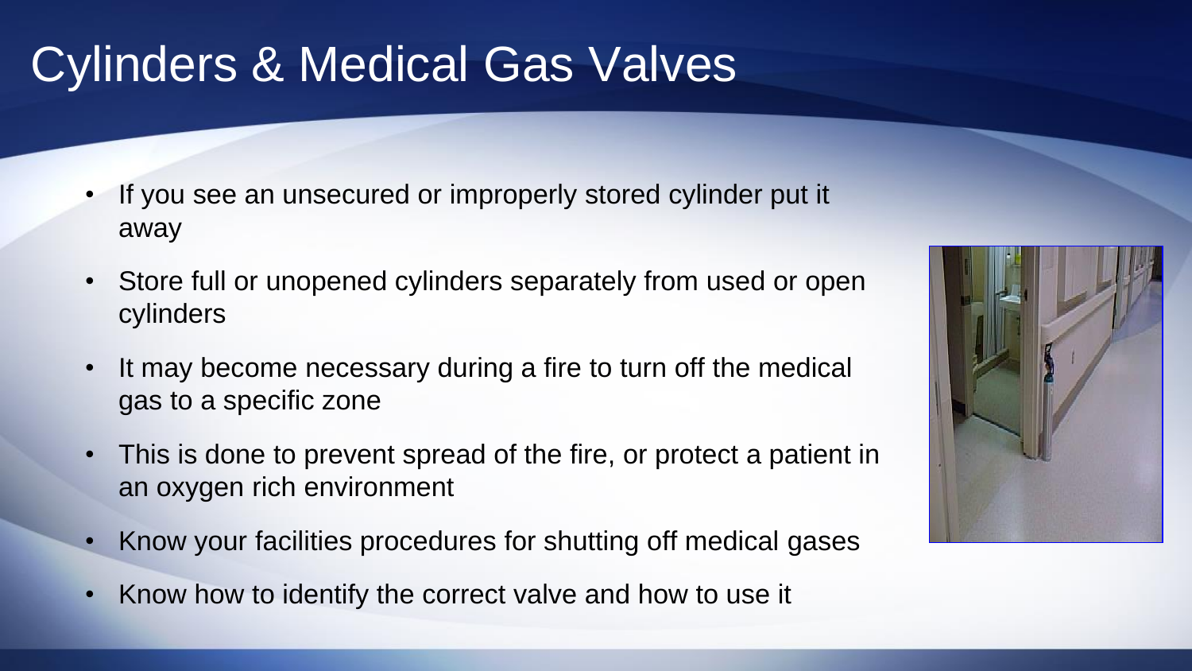# Cylinders & Medical Gas Valves

- If you see an unsecured or improperly stored cylinder put it away
- Store full or unopened cylinders separately from used or open cylinders
- It may become necessary during a fire to turn off the medical gas to a specific zone
- This is done to prevent spread of the fire, or protect a patient in an oxygen rich environment
- Know your facilities procedures for shutting off medical gases
- Know how to identify the correct valve and how to use it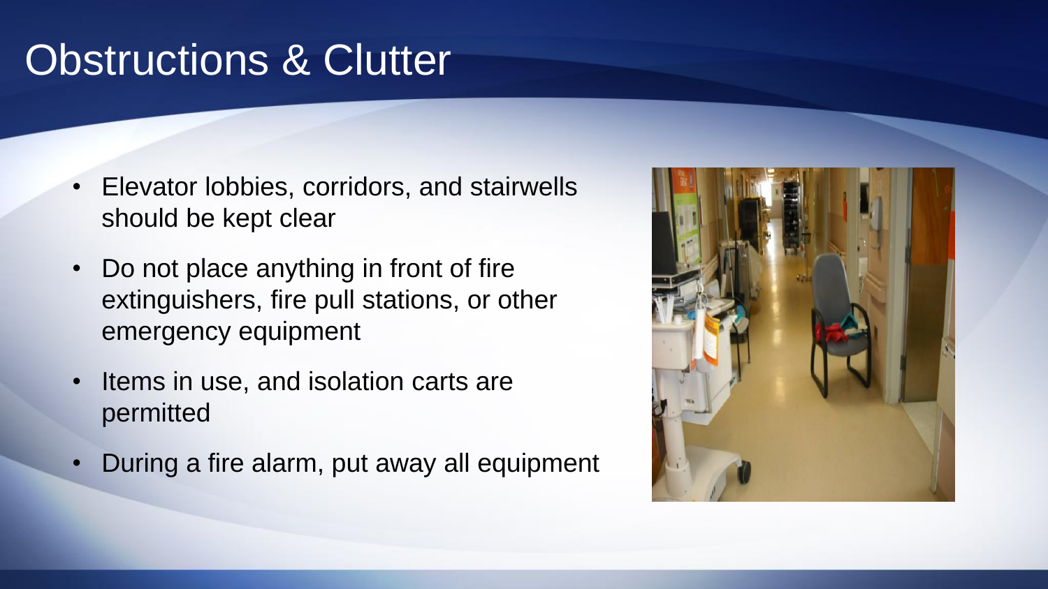# Obstructions & Clutter

- Elevator lobbies, corridors, and stairwells should be kept clear
- Do not place anything in front of fire extinguishers, fire pull stations, or other emergency equipment
- Items in use, and isolation carts are permitted
- During a fire alarm, put away all equipment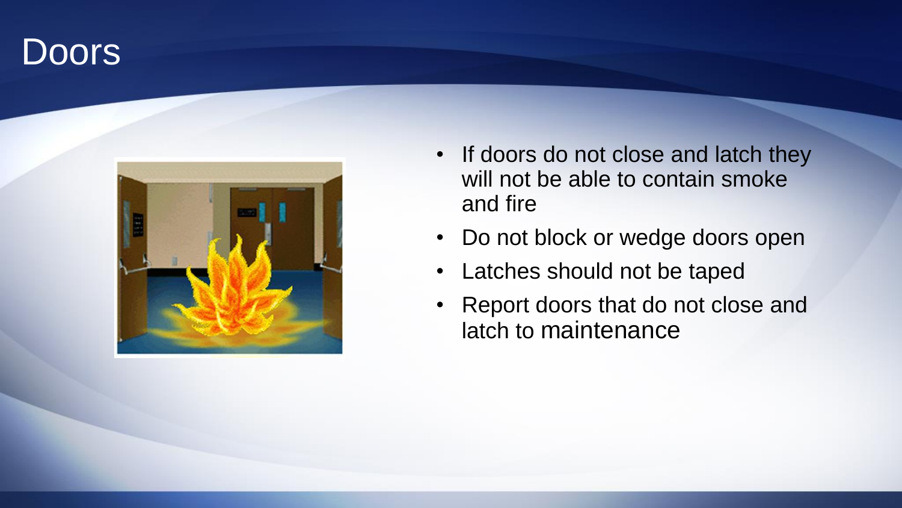# Doors

- If doors do not close and latch they will not be able to contain smoke and fire
- Do not block or wedge doors open
- Latches should not be taped
- Report doors that do not close and latch to maintenance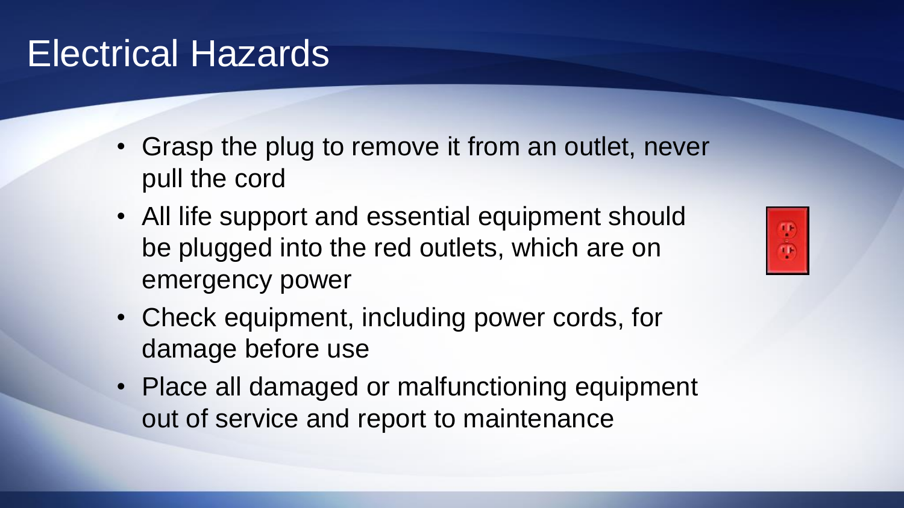# Electrical Hazards

- Grasp the plug to remove it from an outlet, never pull the cord
- All life support and essential equipment should be plugged into the red outlets, which are on emergency power
- Check equipment, including power cords, for damage before use
- Place all damaged or malfunctioning equipment out of service and report to maintenance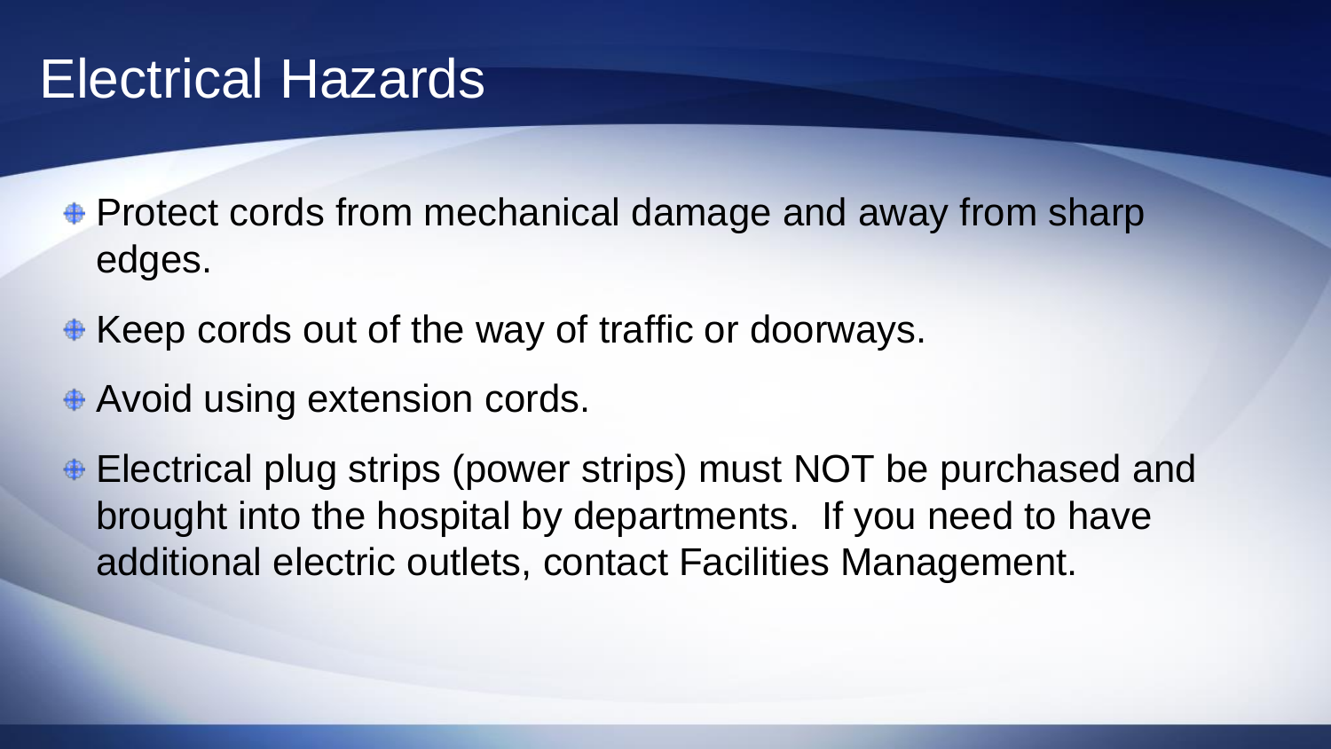# Electrical Hazards

- Protect cords from mechanical damage and away from sharp edges.
- Keep cords out of the way of traffic or doorways.
- Avoid using extension cords.
- Electrical plug strips (power strips) must NOT be purchased and brought into the hospital by departments.  If you need to have additional electric outlets, contact Facilities Management.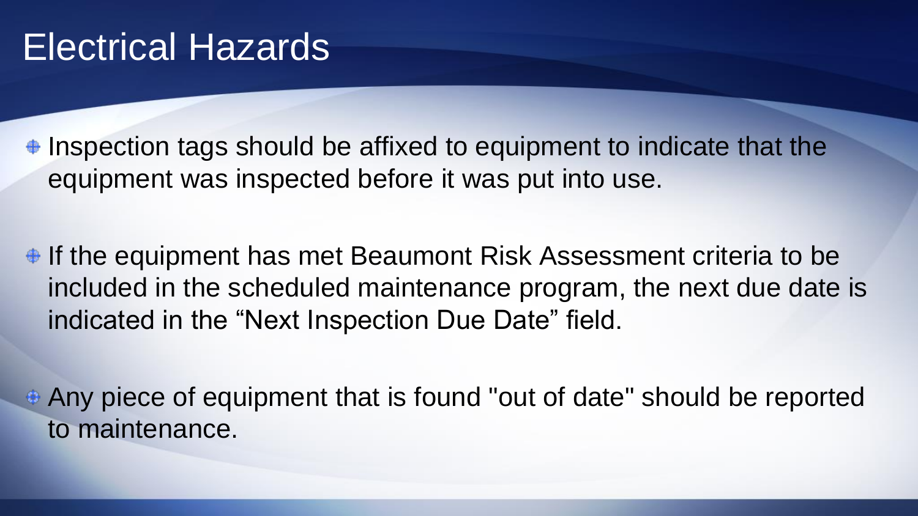# Electrical Hazards

- Inspection tags should be affixed to equipment to indicate that the equipment was inspected before it was put into use.
- If the equipment has met Beaumont Risk Assessment criteria to be included in the scheduled maintenance program, the next due date is indicated in the “Next Inspection Due Date” field.
- Any piece of equipment that is found "out of date" should be reported to maintenance.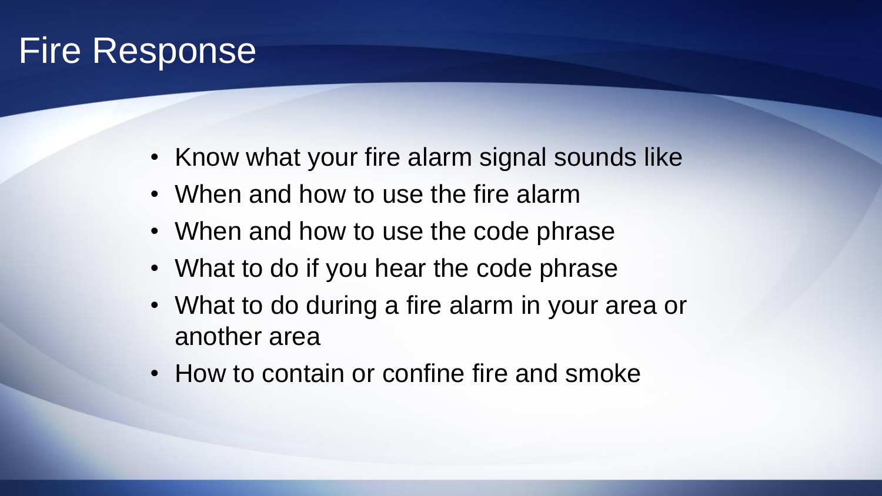# Fire Response

- Know what your fire alarm signal sounds like
- When and how to use the fire alarm
- When and how to use the code phrase
- What to do if you hear the code phrase
- What to do during a fire alarm in your area or another area
- How to contain or confine fire and smoke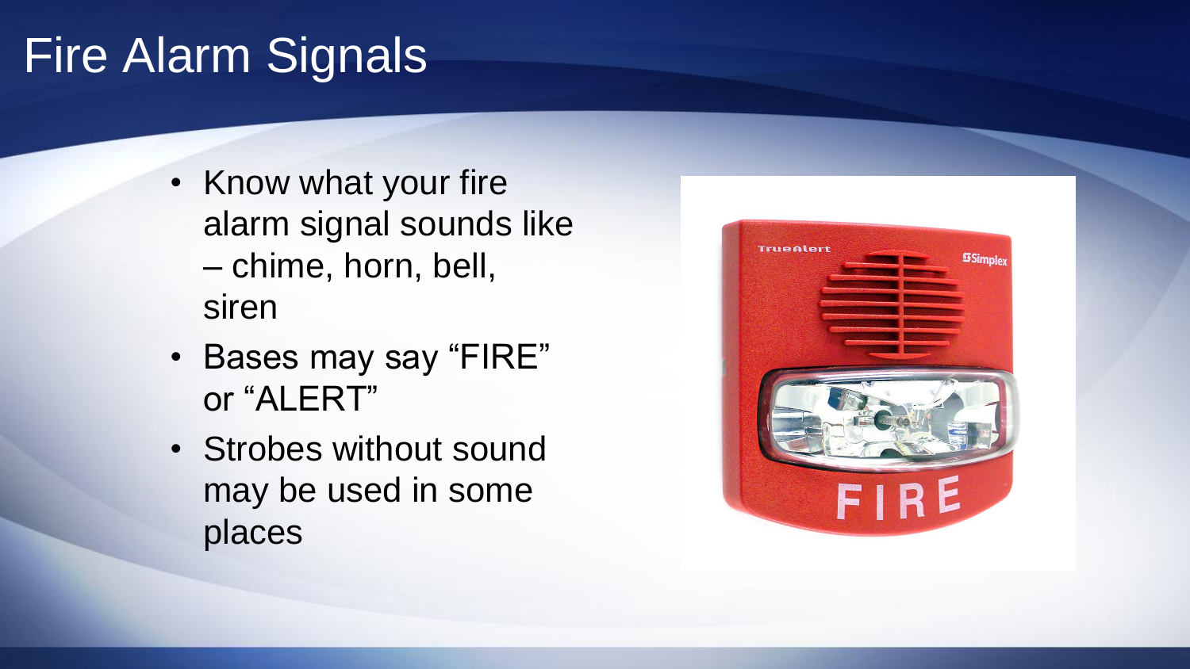# Fire Alarm Signals

- Know what your fire alarm signal sounds like – chime, horn, bell, siren
- Bases may say "FIRE" or "ALERT"
- Strobes without sound may be used in some places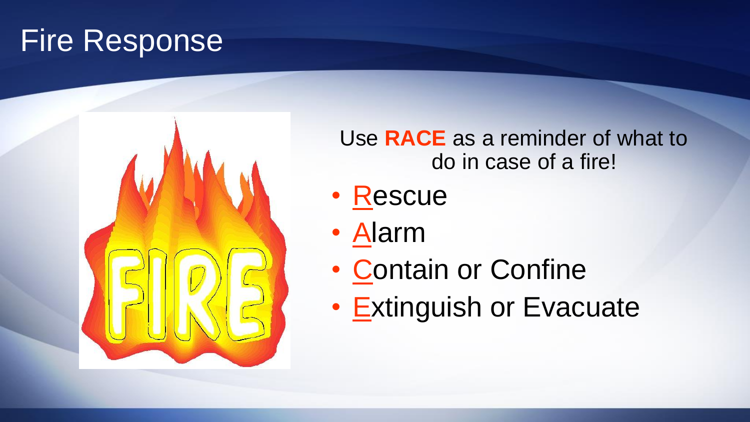# Fire Response

Use **RACE** as a reminder of what to do in case of a fire!

- Rescue
- Alarm
- Contain or Confine
- Extinguish or Evacuate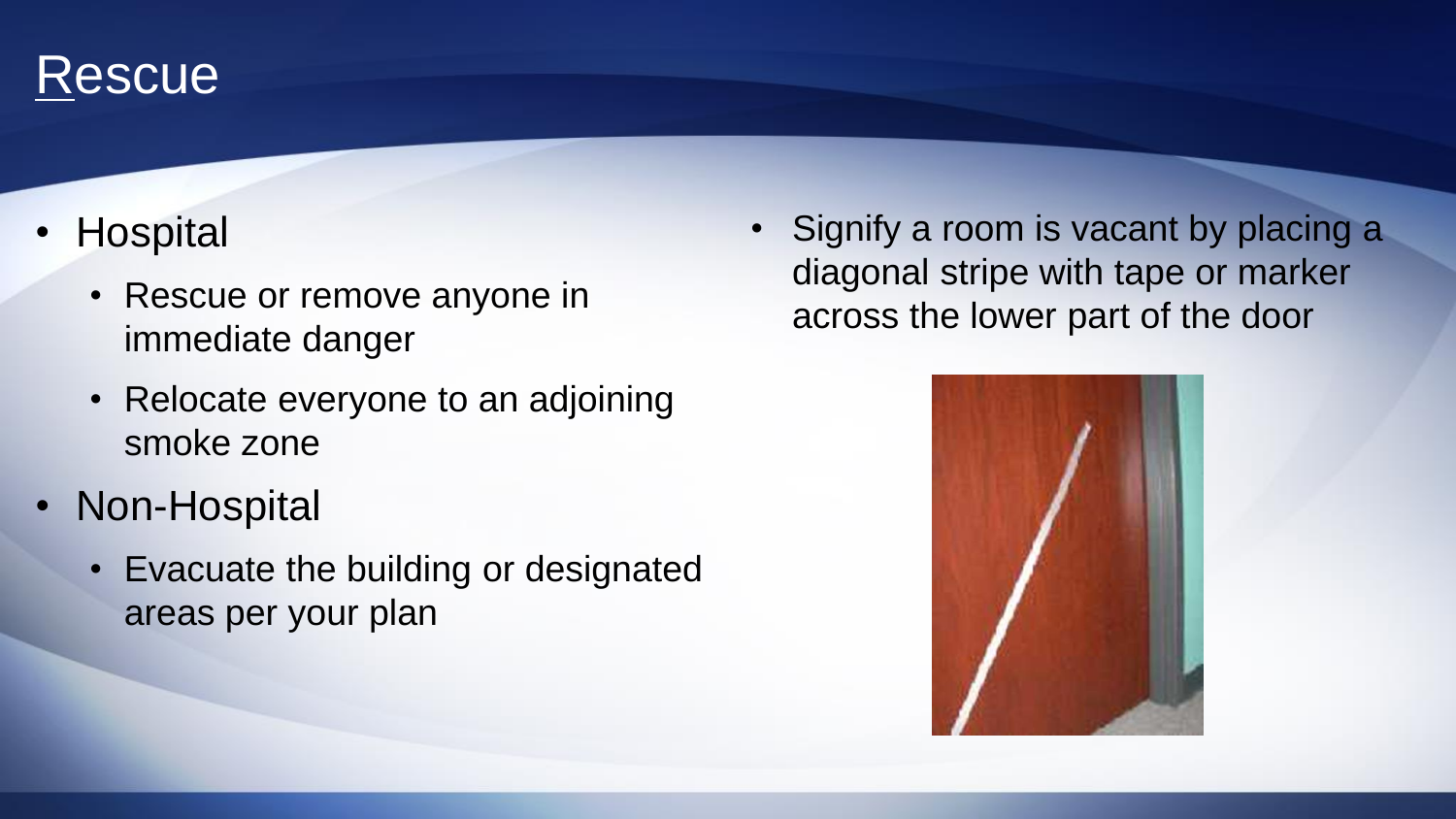# Rescue

- Hospital
  - Rescue or remove anyone in immediate danger
  - Relocate everyone to an adjoining smoke zone
- Non-Hospital
  - Evacuate the building or designated areas per your plan

- Signify a room is vacant by placing a diagonal stripe with tape or marker across the lower part of the door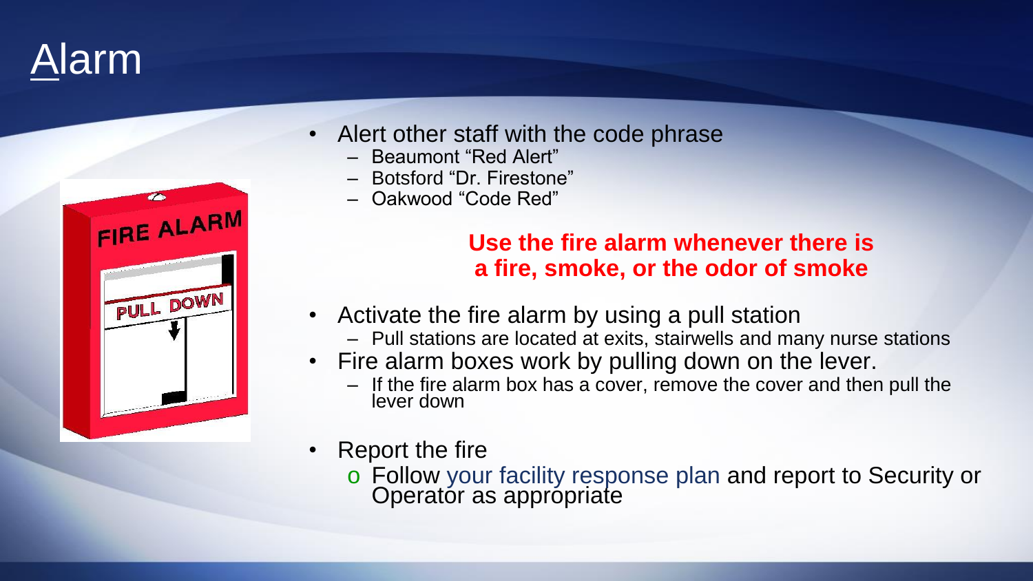# Alarm

- Alert other staff with the code phrase
  - Beaumont "Red Alert"
  - Botsford "Dr. Firestone"
  - Oakwood "Code Red"

**Use the fire alarm whenever there is a fire, smoke, or the odor of smoke**

- Activate the fire alarm by using a pull station
  - Pull stations are located at exits, stairwells and many nurse stations
- Fire alarm boxes work by pulling down on the lever.
  - If the fire alarm box has a cover, remove the cover and then pull the lever down
- Report the fire
  - Follow your facility response plan and report to Security or Operator as appropriate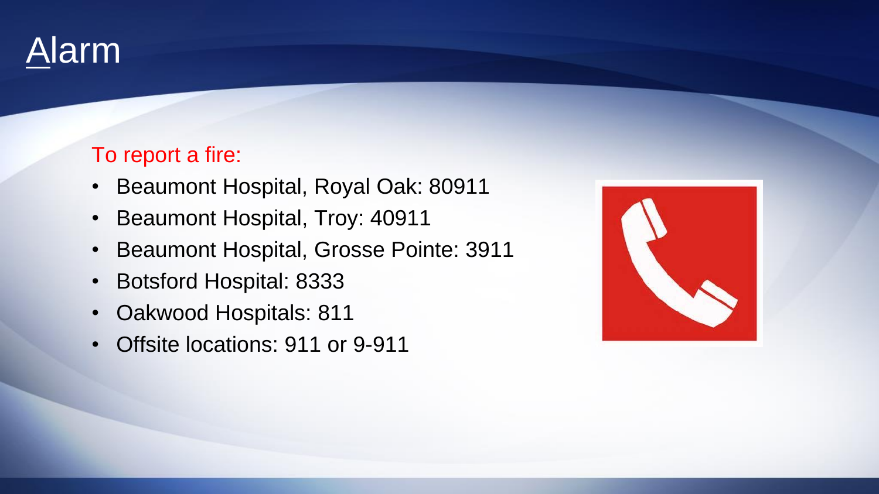# Alarm

To report a fire:

- Beaumont Hospital, Royal Oak: 80911
- Beaumont Hospital, Troy: 40911
- Beaumont Hospital, Grosse Pointe: 3911
- Botsford Hospital: 8333
- Oakwood Hospitals: 811
- Offsite locations: 911 or 9-911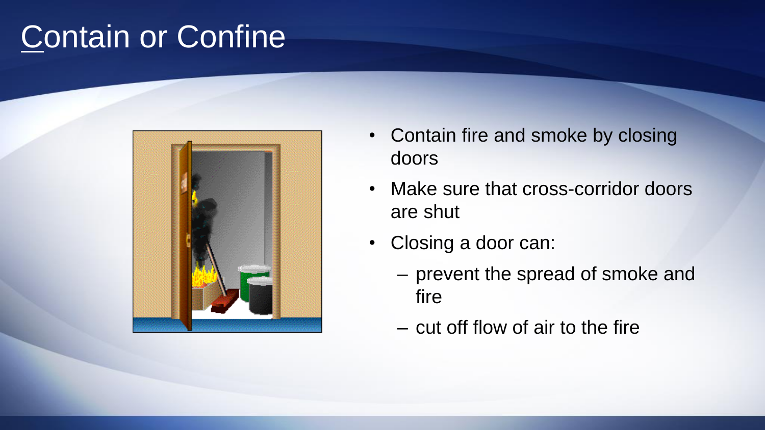# Contain or Confine

- Contain fire and smoke by closing doors
- Make sure that cross-corridor doors are shut
- Closing a door can:
  - prevent the spread of smoke and fire
  - cut off flow of air to the fire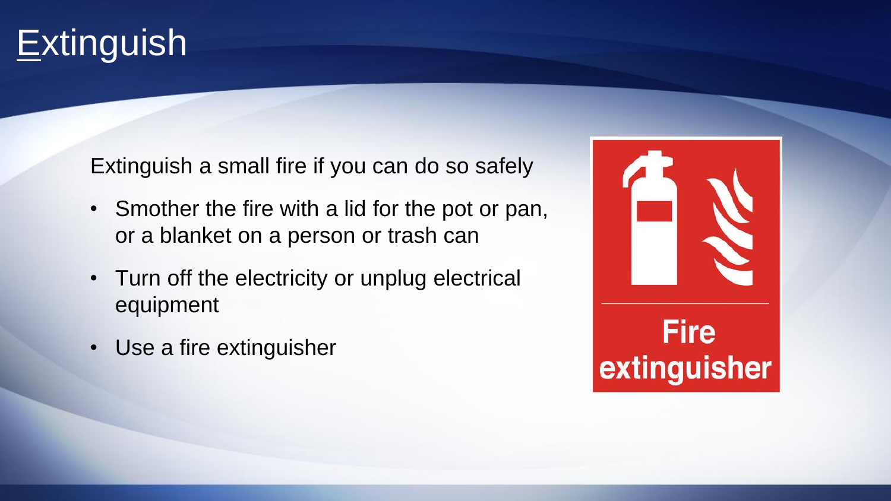# Extinguish

Extinguish a small fire if you can do so safely

- Smother the fire with a lid for the pot or pan, or a blanket on a person or trash can
- Turn off the electricity or unplug electrical equipment
- Use a fire extinguisher

Fire extinguisher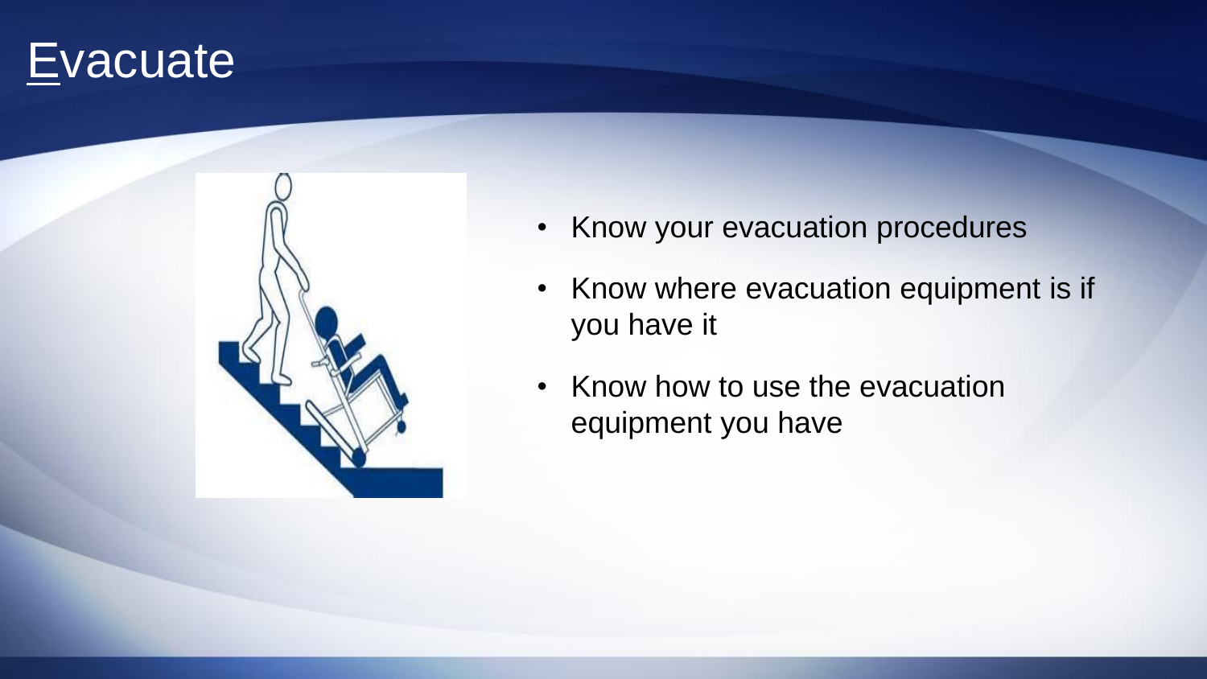# Evacuate

- Know your evacuation procedures
- Know where evacuation equipment is if you have it
- Know how to use the evacuation equipment you have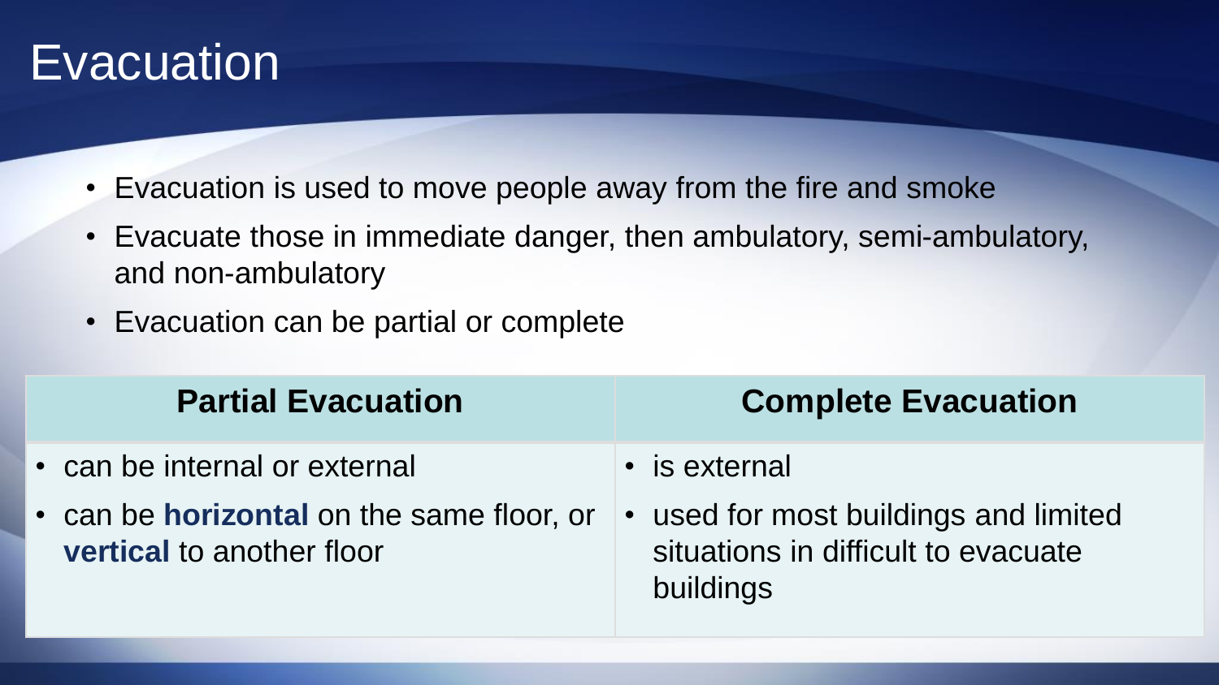# Evacuation

- Evacuation is used to move people away from the fire and smoke
- Evacuate those in immediate danger, then ambulatory, semi-ambulatory, and non-ambulatory
- Evacuation can be partial or complete

| Partial Evacuation | Complete Evacuation |
| --- | --- |
| • can be internal or external<br>• can be **horizontal** on the same floor, or **vertical** to another floor | • is external<br>• used for most buildings and limited situations in difficult to evacuate buildings |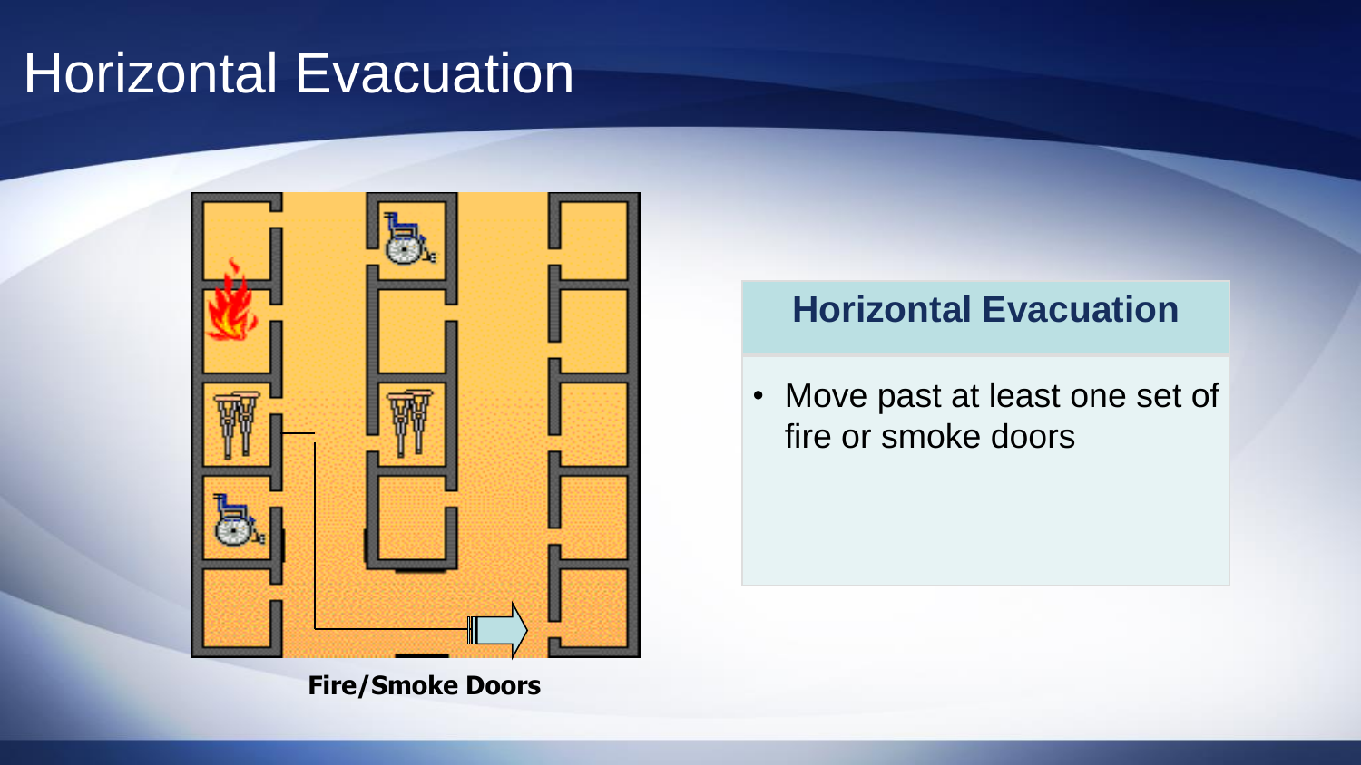# Horizontal Evacuation

Fire/Smoke Doors

## Horizontal Evacuation

- Move past at least one set of fire or smoke doors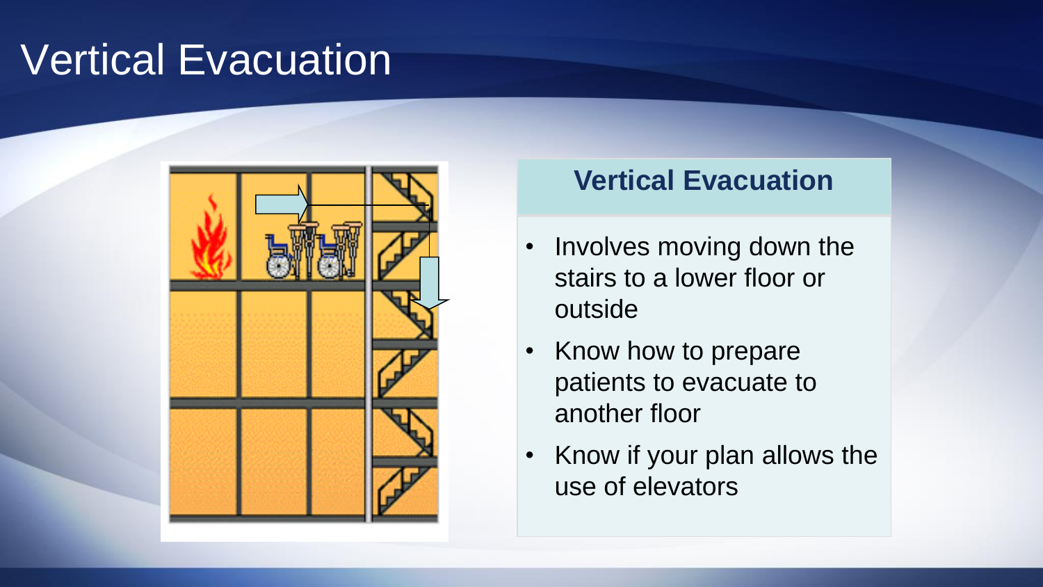# Vertical Evacuation

## Vertical Evacuation

- Involves moving down the stairs to a lower floor or outside
- Know how to prepare patients to evacuate to another floor
- Know if your plan allows the use of elevators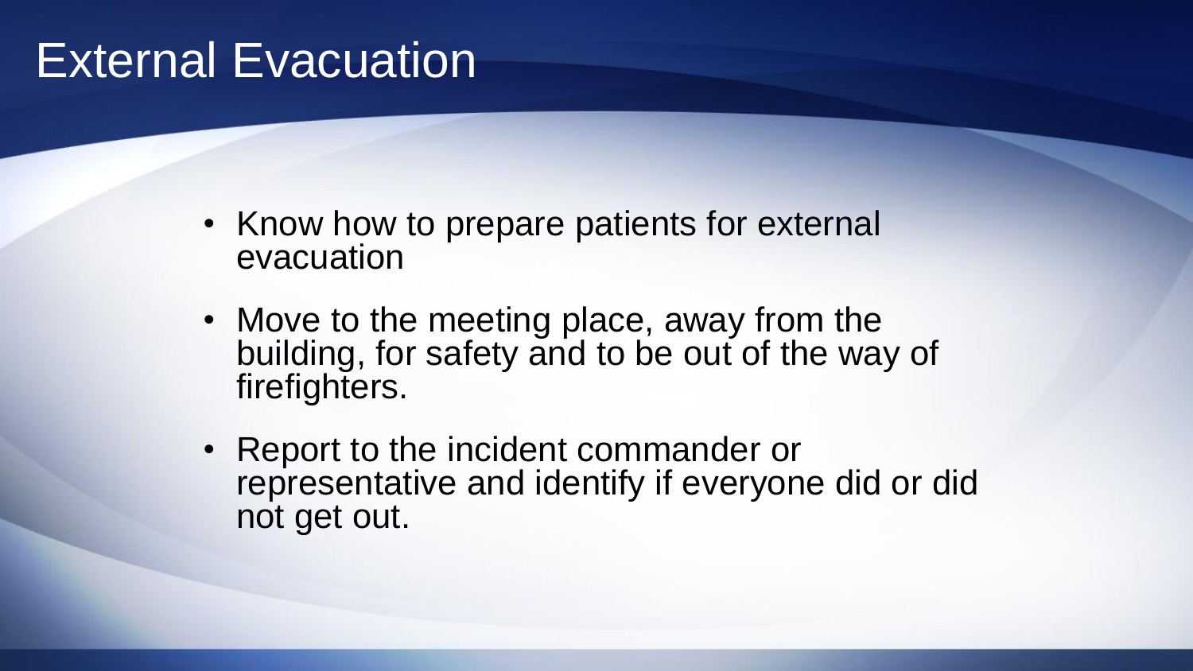# External Evacuation

- Know how to prepare patients for external evacuation
- Move to the meeting place, away from the building, for safety and to be out of the way of firefighters.
- Report to the incident commander or representative and identify if everyone did or did not get out.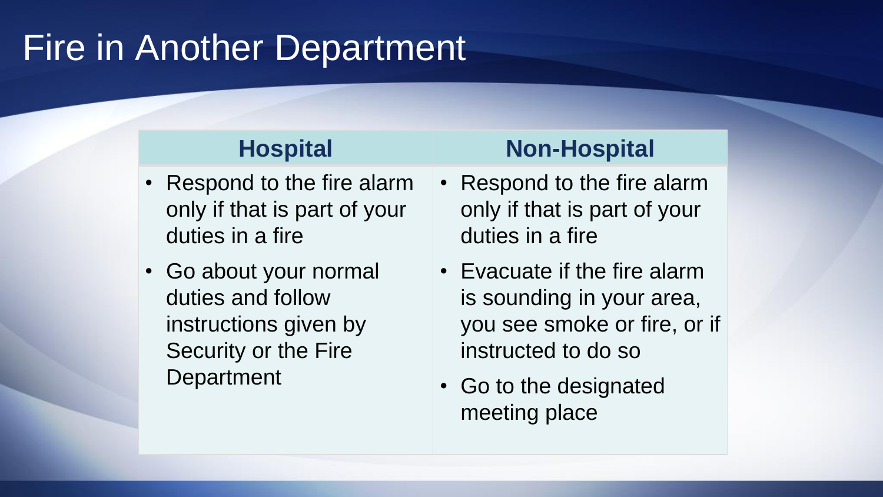# Fire in Another Department

| Hospital | Non-Hospital |
| --- | --- |
| • Respond to the fire alarm only if that is part of your duties in a fire<br>• Go about your normal duties and follow instructions given by Security or the Fire Department | • Respond to the fire alarm only if that is part of your duties in a fire<br>• Evacuate if the fire alarm is sounding in your area, you see smoke or fire, or if instructed to do so<br>• Go to the designated meeting place |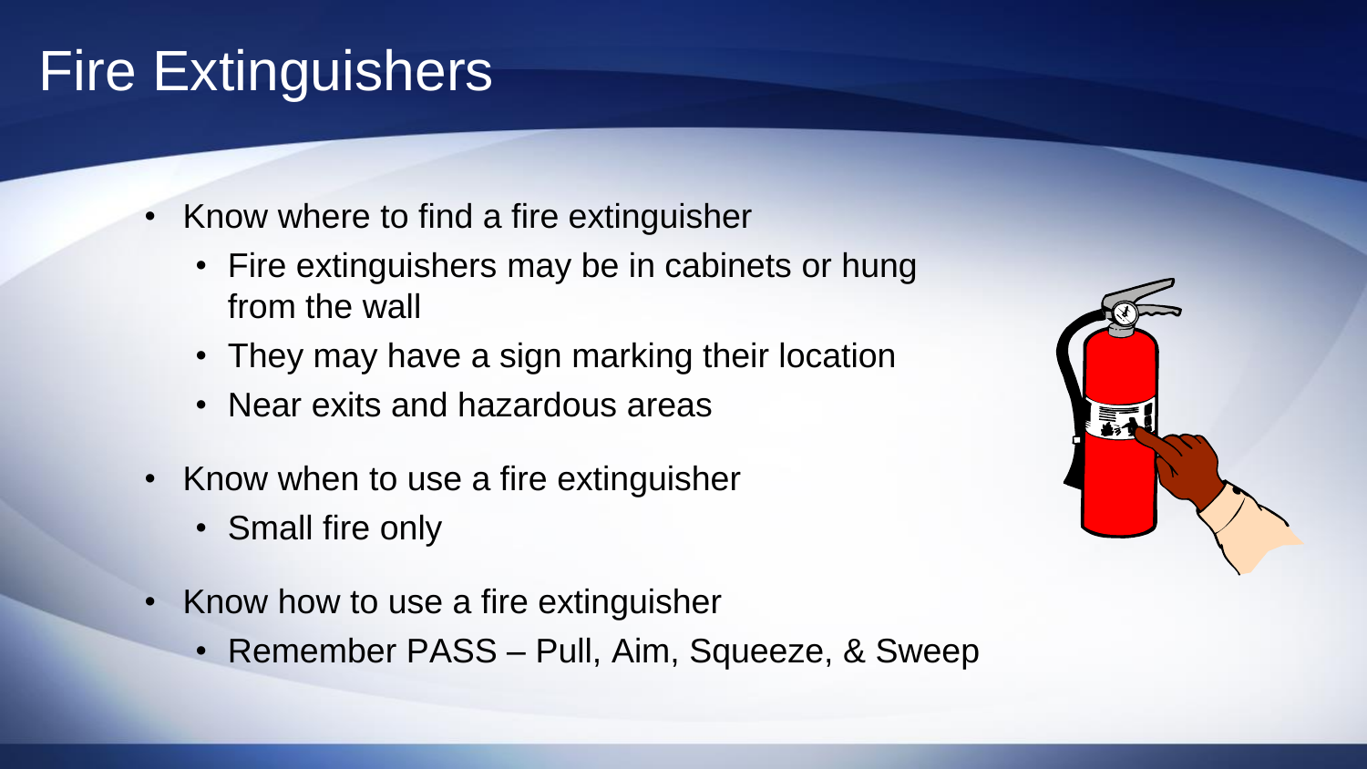# Fire Extinguishers

- Know where to find a fire extinguisher
  - Fire extinguishers may be in cabinets or hung from the wall
  - They may have a sign marking their location
  - Near exits and hazardous areas
- Know when to use a fire extinguisher
  - Small fire only
- Know how to use a fire extinguisher
  - Remember PASS – Pull, Aim, Squeeze, & Sweep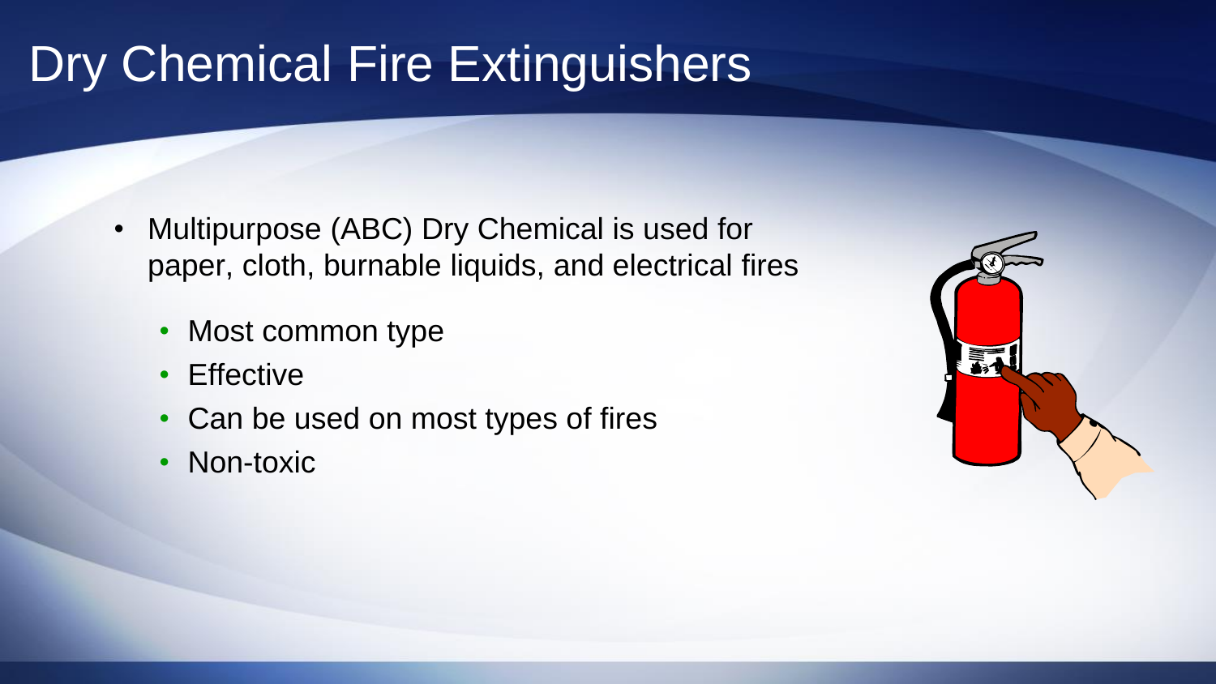# Dry Chemical Fire Extinguishers

- Multipurpose (ABC) Dry Chemical is used for paper, cloth, burnable liquids, and electrical fires
  - Most common type
  - Effective
  - Can be used on most types of fires
  - Non-toxic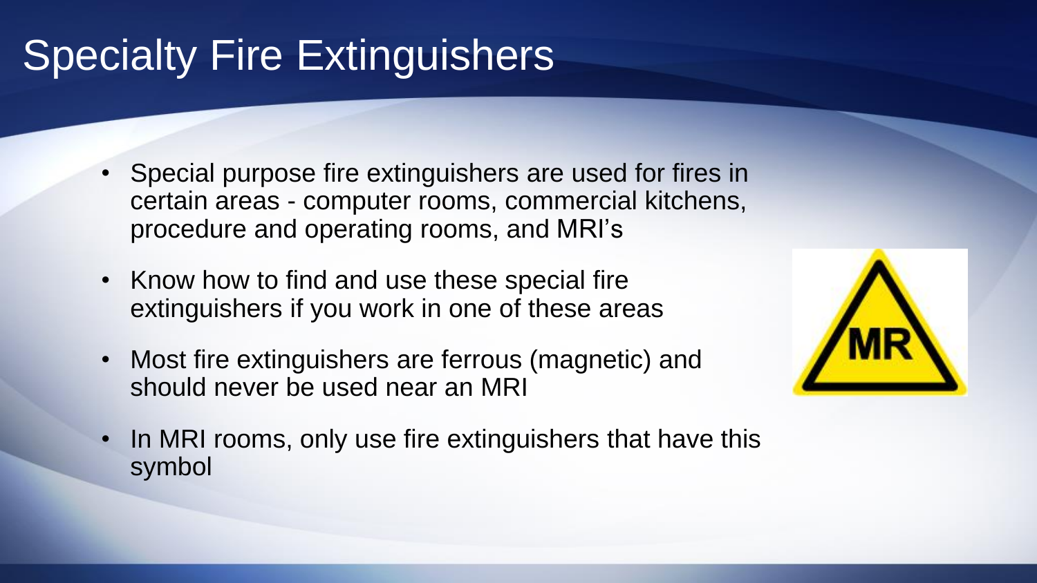# Specialty Fire Extinguishers

- Special purpose fire extinguishers are used for fires in certain areas - computer rooms, commercial kitchens, procedure and operating rooms, and MRI's
- Know how to find and use these special fire extinguishers if you work in one of these areas
- Most fire extinguishers are ferrous (magnetic) and should never be used near an MRI
- In MRI rooms, only use fire extinguishers that have this symbol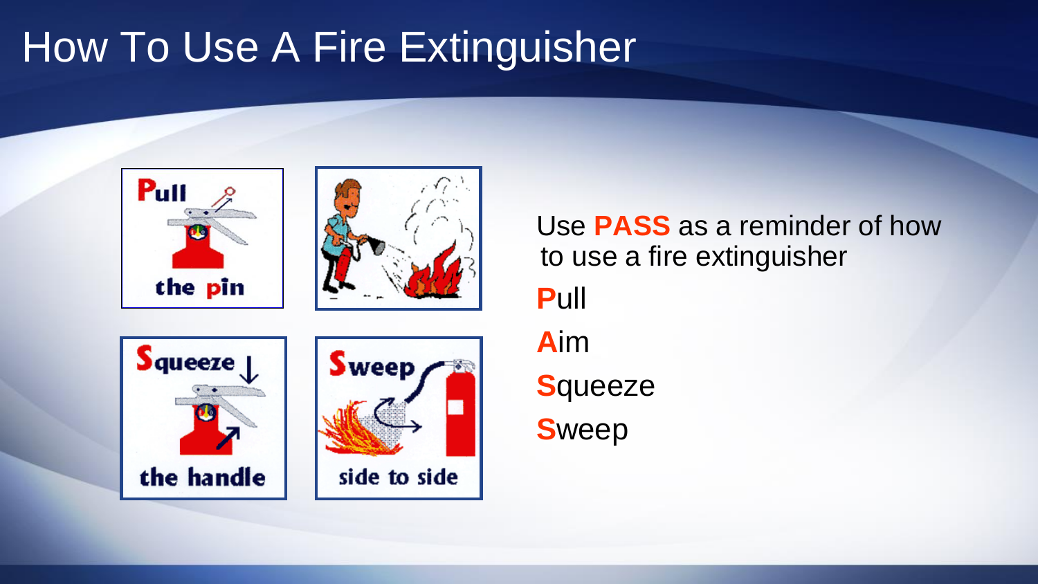# How To Use A Fire Extinguisher

Use **PASS** as a reminder of how to use a fire extinguisher

**P**ull

**A**im

**S**queeze

**S**weep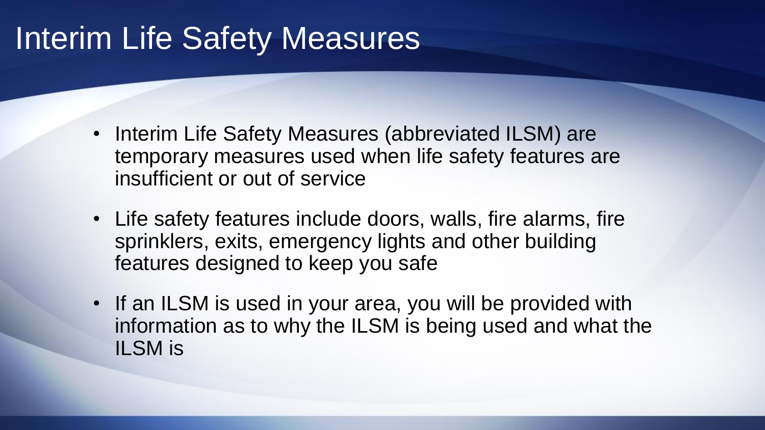# Interim Life Safety Measures

- Interim Life Safety Measures (abbreviated ILSM) are temporary measures used when life safety features are insufficient or out of service
- Life safety features include doors, walls, fire alarms, fire sprinklers, exits, emergency lights and other building features designed to keep you safe
- If an ILSM is used in your area, you will be provided with information as to why the ILSM is being used and what the ILSM is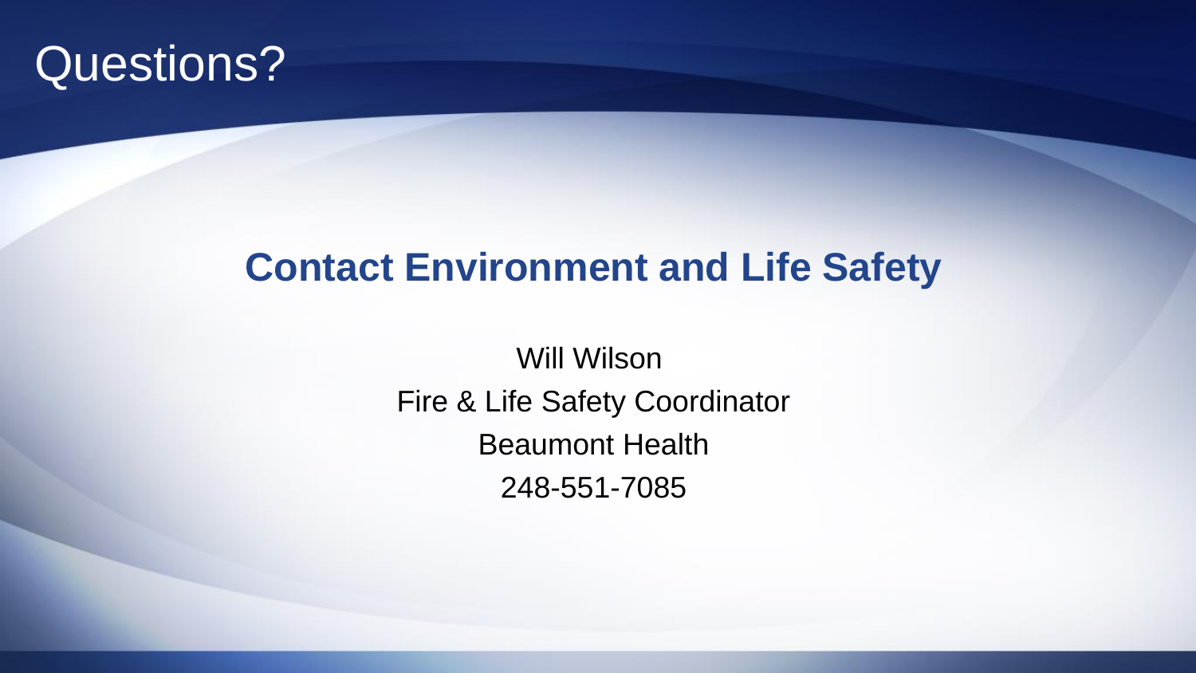# Questions?

## Contact Environment and Life Safety

Will Wilson

Fire & Life Safety Coordinator

Beaumont Health

248-551-7085